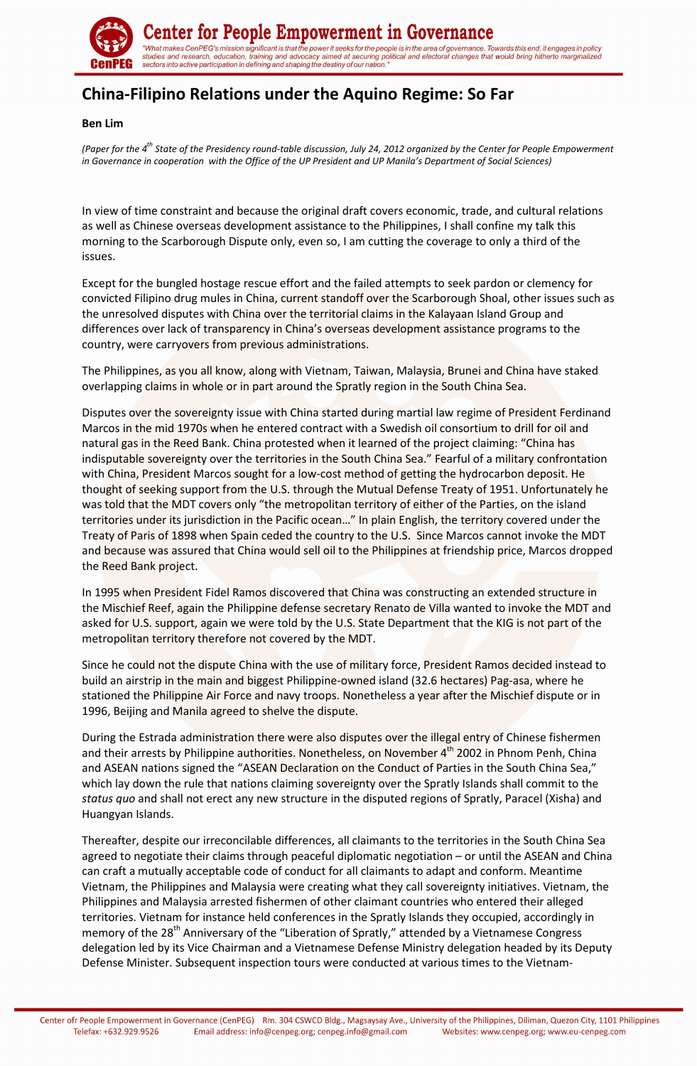# China-Filipino Relations under the Aquino Regime: So Far

**Ben Lim**

*(Paper for the 4th State of the Presidency round-table discussion, July 24, 2012 organized by the Center for People Empowerment in Governance in cooperation with the Office of the UP President and UP Manila's Department of Social Sciences)*

In view of time constraint and because the original draft covers economic, trade, and cultural relations as well as Chinese overseas development assistance to the Philippines, I shall confine my talk this morning to the Scarborough Dispute only, even so, I am cutting the coverage to only a third of the issues.

Except for the bungled hostage rescue effort and the failed attempts to seek pardon or clemency for convicted Filipino drug mules in China, current standoff over the Scarborough Shoal, other issues such as the unresolved disputes with China over the territorial claims in the Kalayaan Island Group and differences over lack of transparency in China's overseas development assistance programs to the country, were carryovers from previous administrations.

The Philippines, as you all know, along with Vietnam, Taiwan, Malaysia, Brunei and China have staked overlapping claims in whole or in part around the Spratly region in the South China Sea.

Disputes over the sovereignty issue with China started during martial law regime of President Ferdinand Marcos in the mid 1970s when he entered contract with a Swedish oil consortium to drill for oil and natural gas in the Reed Bank. China protested when it learned of the project claiming: "China has indisputable sovereignty over the territories in the South China Sea." Fearful of a military confrontation with China, President Marcos sought for a low-cost method of getting the hydrocarbon deposit. He thought of seeking support from the U.S. through the Mutual Defense Treaty of 1951. Unfortunately he was told that the MDT covers only "the metropolitan territory of either of the Parties, on the island territories under its jurisdiction in the Pacific ocean…" In plain English, the territory covered under the Treaty of Paris of 1898 when Spain ceded the country to the U.S. Since Marcos cannot invoke the MDT and because was assured that China would sell oil to the Philippines at friendship price, Marcos dropped the Reed Bank project.

In 1995 when President Fidel Ramos discovered that China was constructing an extended structure in the Mischief Reef, again the Philippine defense secretary Renato de Villa wanted to invoke the MDT and asked for U.S. support, again we were told by the U.S. State Department that the KIG is not part of the metropolitan territory therefore not covered by the MDT.

Since he could not the dispute China with the use of military force, President Ramos decided instead to build an airstrip in the main and biggest Philippine-owned island (32.6 hectares) Pag-asa, where he stationed the Philippine Air Force and navy troops. Nonetheless a year after the Mischief dispute or in 1996, Beijing and Manila agreed to shelve the dispute.

During the Estrada administration there were also disputes over the illegal entry of Chinese fishermen and their arrests by Philippine authorities. Nonetheless, on November 4th 2002 in Phnom Penh, China and ASEAN nations signed the "ASEAN Declaration on the Conduct of Parties in the South China Sea," which lay down the rule that nations claiming sovereignty over the Spratly Islands shall commit to the *status quo* and shall not erect any new structure in the disputed regions of Spratly, Paracel (Xisha) and Huangyan Islands.

Thereafter, despite our irreconcilable differences, all claimants to the territories in the South China Sea agreed to negotiate their claims through peaceful diplomatic negotiation – or until the ASEAN and China can craft a mutually acceptable code of conduct for all claimants to adapt and conform. Meantime Vietnam, the Philippines and Malaysia were creating what they call sovereignty initiatives. Vietnam, the Philippines and Malaysia arrested fishermen of other claimant countries who entered their alleged territories. Vietnam for instance held conferences in the Spratly Islands they occupied, accordingly in memory of the 28th Anniversary of the "Liberation of Spratly," attended by a Vietnamese Congress delegation led by its Vice Chairman and a Vietnamese Defense Ministry delegation headed by its Deputy Defense Minister. Subsequent inspection tours were conducted at various times to the Vietnam-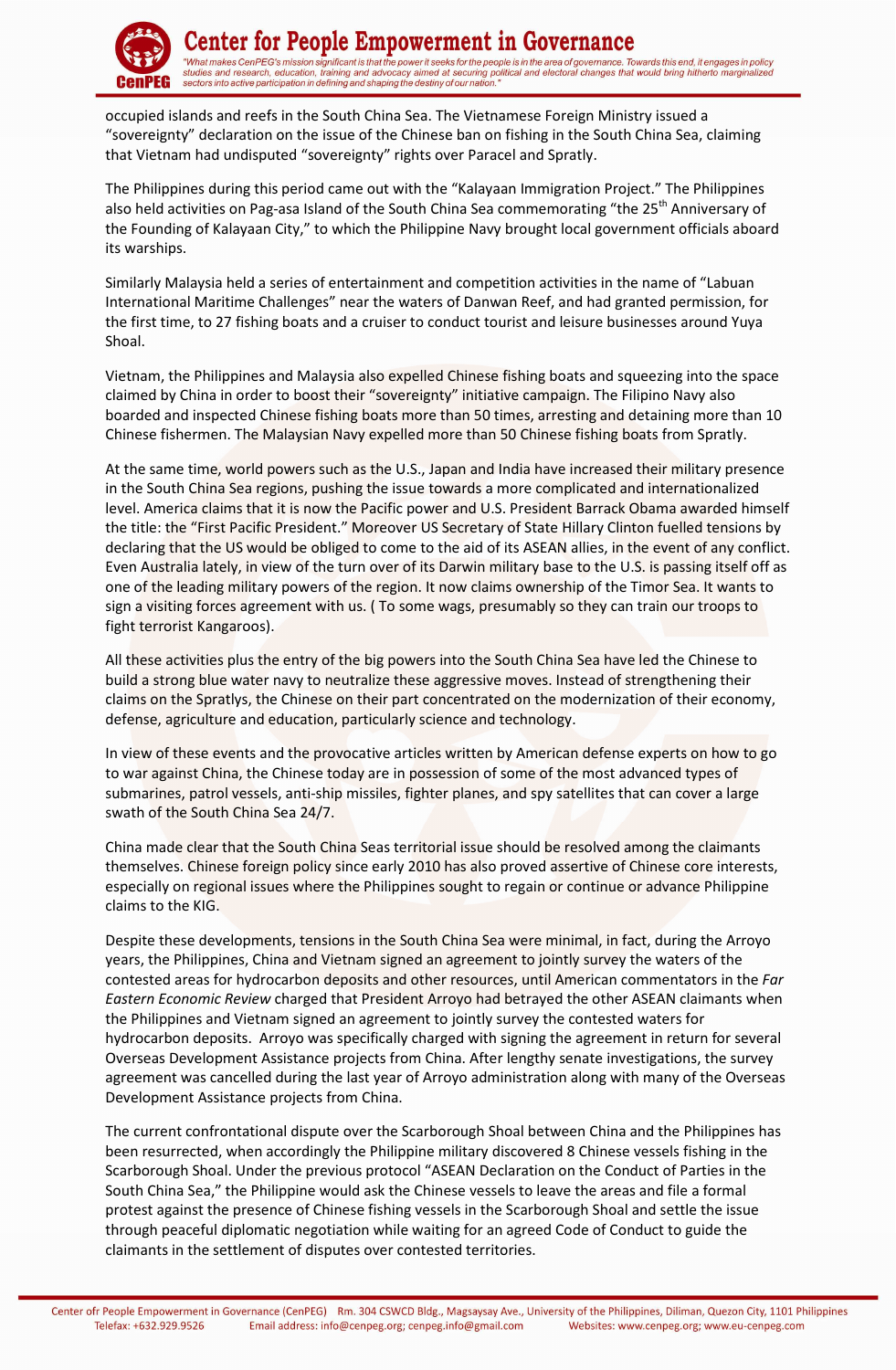occupied islands and reefs in the South China Sea. The Vietnamese Foreign Ministry issued a "sovereignty" declaration on the issue of the Chinese ban on fishing in the South China Sea, claiming that Vietnam had undisputed "sovereignty" rights over Paracel and Spratly.

The Philippines during this period came out with the "Kalayaan Immigration Project." The Philippines also held activities on Pag-asa Island of the South China Sea commemorating "the 25th Anniversary of the Founding of Kalayaan City," to which the Philippine Navy brought local government officials aboard its warships.

Similarly Malaysia held a series of entertainment and competition activities in the name of "Labuan International Maritime Challenges" near the waters of Danwan Reef, and had granted permission, for the first time, to 27 fishing boats and a cruiser to conduct tourist and leisure businesses around Yuya Shoal.

Vietnam, the Philippines and Malaysia also expelled Chinese fishing boats and squeezing into the space claimed by China in order to boost their "sovereignty" initiative campaign. The Filipino Navy also boarded and inspected Chinese fishing boats more than 50 times, arresting and detaining more than 10 Chinese fishermen. The Malaysian Navy expelled more than 50 Chinese fishing boats from Spratly.

At the same time, world powers such as the U.S., Japan and India have increased their military presence in the South China Sea regions, pushing the issue towards a more complicated and internationalized level. America claims that it is now the Pacific power and U.S. President Barrack Obama awarded himself the title: the "First Pacific President." Moreover US Secretary of State Hillary Clinton fuelled tensions by declaring that the US would be obliged to come to the aid of its ASEAN allies, in the event of any conflict. Even Australia lately, in view of the turn over of its Darwin military base to the U.S. is passing itself off as one of the leading military powers of the region. It now claims ownership of the Timor Sea. It wants to sign a visiting forces agreement with us. ( To some wags, presumably so they can train our troops to fight terrorist Kangaroos).

All these activities plus the entry of the big powers into the South China Sea have led the Chinese to build a strong blue water navy to neutralize these aggressive moves. Instead of strengthening their claims on the Spratlys, the Chinese on their part concentrated on the modernization of their economy, defense, agriculture and education, particularly science and technology.

In view of these events and the provocative articles written by American defense experts on how to go to war against China, the Chinese today are in possession of some of the most advanced types of submarines, patrol vessels, anti-ship missiles, fighter planes, and spy satellites that can cover a large swath of the South China Sea 24/7.

China made clear that the South China Seas territorial issue should be resolved among the claimants themselves. Chinese foreign policy since early 2010 has also proved assertive of Chinese core interests, especially on regional issues where the Philippines sought to regain or continue or advance Philippine claims to the KIG.

Despite these developments, tensions in the South China Sea were minimal, in fact, during the Arroyo years, the Philippines, China and Vietnam signed an agreement to jointly survey the waters of the contested areas for hydrocarbon deposits and other resources, until American commentators in the *Far Eastern Economic Review* charged that President Arroyo had betrayed the other ASEAN claimants when the Philippines and Vietnam signed an agreement to jointly survey the contested waters for hydrocarbon deposits. Arroyo was specifically charged with signing the agreement in return for several Overseas Development Assistance projects from China. After lengthy senate investigations, the survey agreement was cancelled during the last year of Arroyo administration along with many of the Overseas Development Assistance projects from China.

The current confrontational dispute over the Scarborough Shoal between China and the Philippines has been resurrected, when accordingly the Philippine military discovered 8 Chinese vessels fishing in the Scarborough Shoal. Under the previous protocol "ASEAN Declaration on the Conduct of Parties in the South China Sea," the Philippine would ask the Chinese vessels to leave the areas and file a formal protest against the presence of Chinese fishing vessels in the Scarborough Shoal and settle the issue through peaceful diplomatic negotiation while waiting for an agreed Code of Conduct to guide the claimants in the settlement of disputes over contested territories.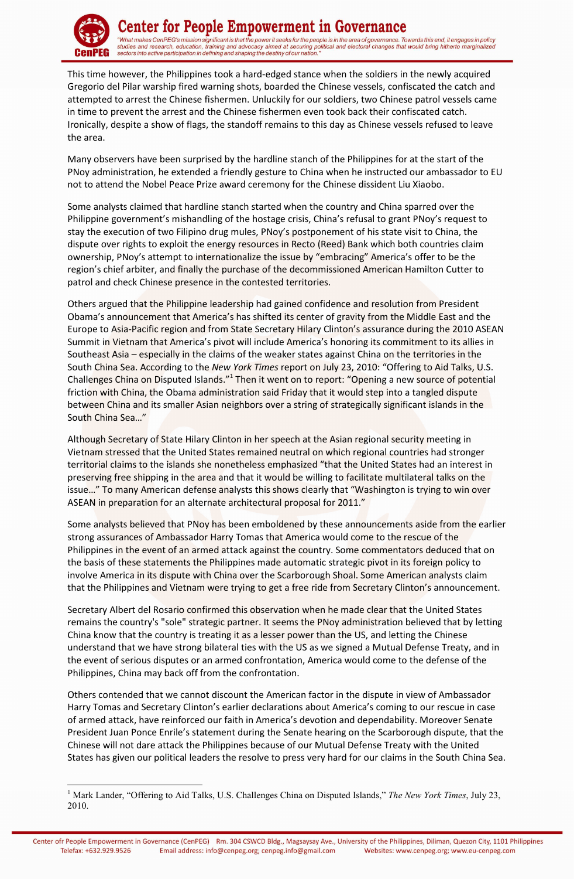This time however, the Philippines took a hard-edged stance when the soldiers in the newly acquired Gregorio del Pilar warship fired warning shots, boarded the Chinese vessels, confiscated the catch and attempted to arrest the Chinese fishermen. Unluckily for our soldiers, two Chinese patrol vessels came in time to prevent the arrest and the Chinese fishermen even took back their confiscated catch. Ironically, despite a show of flags, the standoff remains to this day as Chinese vessels refused to leave the area.

Many observers have been surprised by the hardline stanch of the Philippines for at the start of the PNoy administration, he extended a friendly gesture to China when he instructed our ambassador to EU not to attend the Nobel Peace Prize award ceremony for the Chinese dissident Liu Xiaobo.

Some analysts claimed that hardline stanch started when the country and China sparred over the Philippine government's mishandling of the hostage crisis, China's refusal to grant PNoy's request to stay the execution of two Filipino drug mules, PNoy's postponement of his state visit to China, the dispute over rights to exploit the energy resources in Recto (Reed) Bank which both countries claim ownership, PNoy's attempt to internationalize the issue by "embracing" America's offer to be the region's chief arbiter, and finally the purchase of the decommissioned American Hamilton Cutter to patrol and check Chinese presence in the contested territories.

Others argued that the Philippine leadership had gained confidence and resolution from President Obama's announcement that America's has shifted its center of gravity from the Middle East and the Europe to Asia-Pacific region and from State Secretary Hilary Clinton's assurance during the 2010 ASEAN Summit in Vietnam that America's pivot will include America's honoring its commitment to its allies in Southeast Asia – especially in the claims of the weaker states against China on the territories in the South China Sea. According to the *New York Times* report on July 23, 2010: "Offering to Aid Talks, U.S. Challenges China on Disputed Islands."[1] Then it went on to report: "Opening a new source of potential friction with China, the Obama administration said Friday that it would step into a tangled dispute between China and its smaller Asian neighbors over a string of strategically significant islands in the South China Sea…"

Although Secretary of State Hilary Clinton in her speech at the Asian regional security meeting in Vietnam stressed that the United States remained neutral on which regional countries had stronger territorial claims to the islands she nonetheless emphasized "that the United States had an interest in preserving free shipping in the area and that it would be willing to facilitate multilateral talks on the issue…" To many American defense analysts this shows clearly that "Washington is trying to win over ASEAN in preparation for an alternate architectural proposal for 2011."

Some analysts believed that PNoy has been emboldened by these announcements aside from the earlier strong assurances of Ambassador Harry Tomas that America would come to the rescue of the Philippines in the event of an armed attack against the country. Some commentators deduced that on the basis of these statements the Philippines made automatic strategic pivot in its foreign policy to involve America in its dispute with China over the Scarborough Shoal. Some American analysts claim that the Philippines and Vietnam were trying to get a free ride from Secretary Clinton's announcement.

Secretary Albert del Rosario confirmed this observation when he made clear that the United States remains the country's "sole" strategic partner. It seems the PNoy administration believed that by letting China know that the country is treating it as a lesser power than the US, and letting the Chinese understand that we have strong bilateral ties with the US as we signed a Mutual Defense Treaty, and in the event of serious disputes or an armed confrontation, America would come to the defense of the Philippines, China may back off from the confrontation.

Others contended that we cannot discount the American factor in the dispute in view of Ambassador Harry Tomas and Secretary Clinton's earlier declarations about America's coming to our rescue in case of armed attack, have reinforced our faith in America's devotion and dependability. Moreover Senate President Juan Ponce Enrile's statement during the Senate hearing on the Scarborough dispute, that the Chinese will not dare attack the Philippines because of our Mutual Defense Treaty with the United States has given our political leaders the resolve to press very hard for our claims in the South China Sea.

---

[1] Mark Lander, "Offering to Aid Talks, U.S. Challenges China on Disputed Islands," *The New York Times*, July 23, 2010.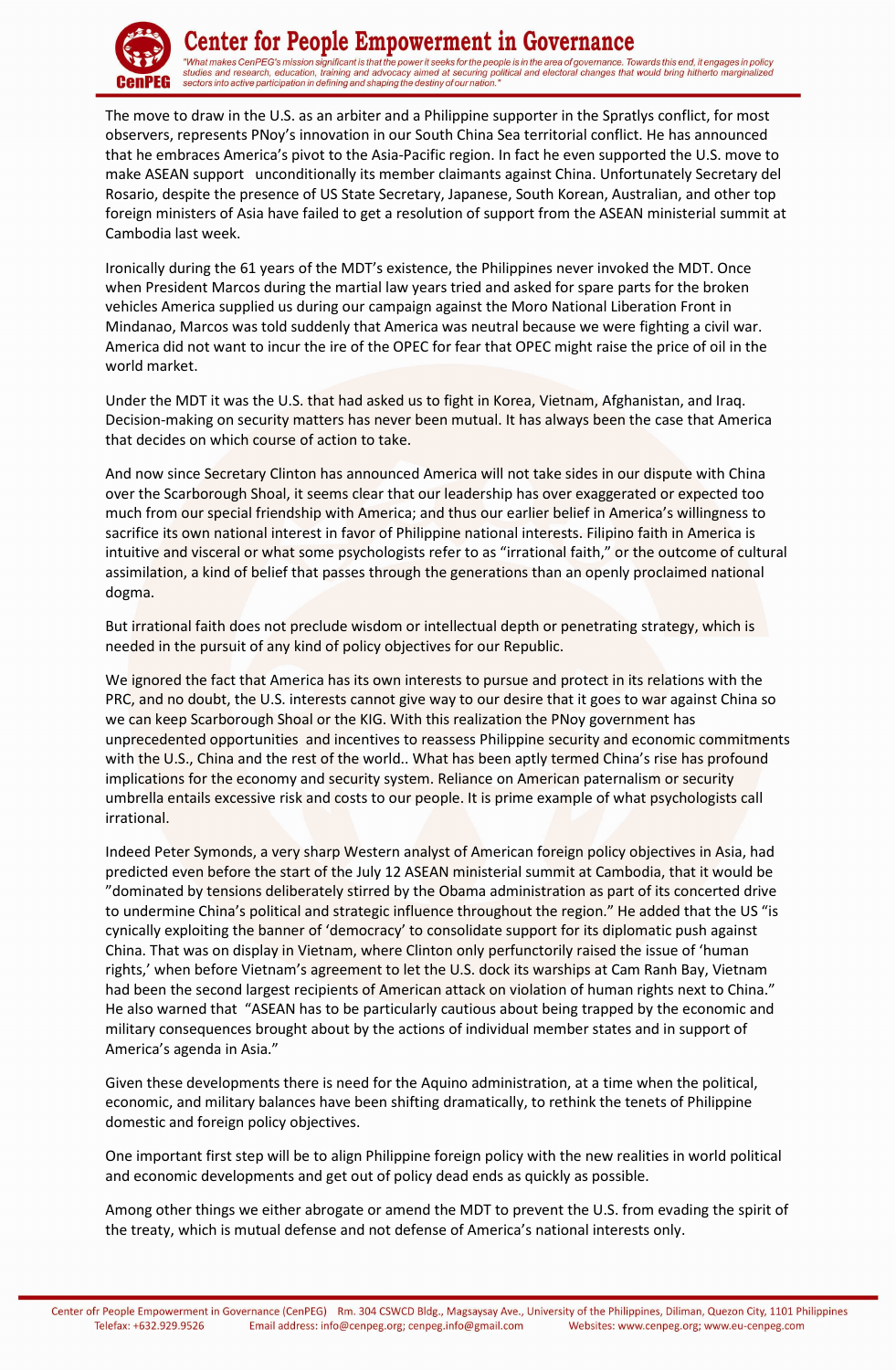The move to draw in the U.S. as an arbiter and a Philippine supporter in the Spratlys conflict, for most observers, represents PNoy's innovation in our South China Sea territorial conflict. He has announced that he embraces America's pivot to the Asia-Pacific region. In fact he even supported the U.S. move to make ASEAN support unconditionally its member claimants against China. Unfortunately Secretary del Rosario, despite the presence of US State Secretary, Japanese, South Korean, Australian, and other top foreign ministers of Asia have failed to get a resolution of support from the ASEAN ministerial summit at Cambodia last week.

Ironically during the 61 years of the MDT's existence, the Philippines never invoked the MDT. Once when President Marcos during the martial law years tried and asked for spare parts for the broken vehicles America supplied us during our campaign against the Moro National Liberation Front in Mindanao, Marcos was told suddenly that America was neutral because we were fighting a civil war. America did not want to incur the ire of the OPEC for fear that OPEC might raise the price of oil in the world market.

Under the MDT it was the U.S. that had asked us to fight in Korea, Vietnam, Afghanistan, and Iraq. Decision-making on security matters has never been mutual. It has always been the case that America that decides on which course of action to take.

And now since Secretary Clinton has announced America will not take sides in our dispute with China over the Scarborough Shoal, it seems clear that our leadership has over exaggerated or expected too much from our special friendship with America; and thus our earlier belief in America's willingness to sacrifice its own national interest in favor of Philippine national interests. Filipino faith in America is intuitive and visceral or what some psychologists refer to as "irrational faith," or the outcome of cultural assimilation, a kind of belief that passes through the generations than an openly proclaimed national dogma.

But irrational faith does not preclude wisdom or intellectual depth or penetrating strategy, which is needed in the pursuit of any kind of policy objectives for our Republic.

We ignored the fact that America has its own interests to pursue and protect in its relations with the PRC, and no doubt, the U.S. interests cannot give way to our desire that it goes to war against China so we can keep Scarborough Shoal or the KIG. With this realization the PNoy government has unprecedented opportunities and incentives to reassess Philippine security and economic commitments with the U.S., China and the rest of the world.. What has been aptly termed China's rise has profound implications for the economy and security system. Reliance on American paternalism or security umbrella entails excessive risk and costs to our people. It is prime example of what psychologists call irrational.

Indeed Peter Symonds, a very sharp Western analyst of American foreign policy objectives in Asia, had predicted even before the start of the July 12 ASEAN ministerial summit at Cambodia, that it would be "dominated by tensions deliberately stirred by the Obama administration as part of its concerted drive to undermine China's political and strategic influence throughout the region." He added that the US "is cynically exploiting the banner of 'democracy' to consolidate support for its diplomatic push against China. That was on display in Vietnam, where Clinton only perfunctorily raised the issue of 'human rights,' when before Vietnam's agreement to let the U.S. dock its warships at Cam Ranh Bay, Vietnam had been the second largest recipients of American attack on violation of human rights next to China." He also warned that "ASEAN has to be particularly cautious about being trapped by the economic and military consequences brought about by the actions of individual member states and in support of America's agenda in Asia."

Given these developments there is need for the Aquino administration, at a time when the political, economic, and military balances have been shifting dramatically, to rethink the tenets of Philippine domestic and foreign policy objectives.

One important first step will be to align Philippine foreign policy with the new realities in world political and economic developments and get out of policy dead ends as quickly as possible.

Among other things we either abrogate or amend the MDT to prevent the U.S. from evading the spirit of the treaty, which is mutual defense and not defense of America's national interests only.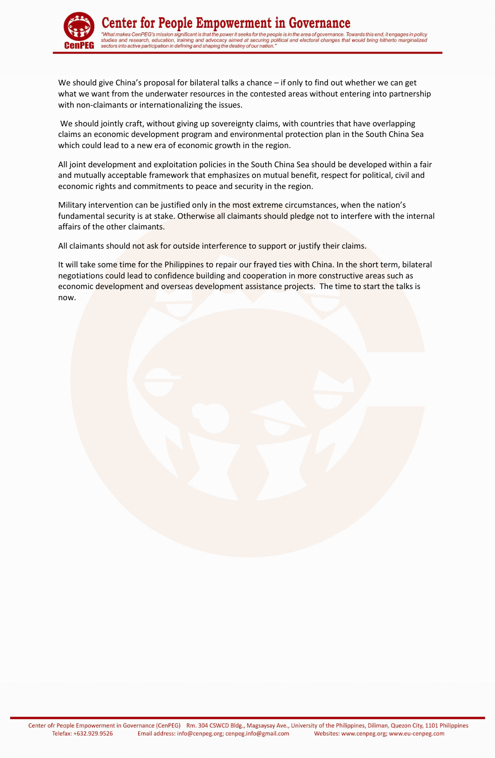We should give China's proposal for bilateral talks a chance – if only to find out whether we can get what we want from the underwater resources in the contested areas without entering into partnership with non-claimants or internationalizing the issues.

We should jointly craft, without giving up sovereignty claims, with countries that have overlapping claims an economic development program and environmental protection plan in the South China Sea which could lead to a new era of economic growth in the region.

All joint development and exploitation policies in the South China Sea should be developed within a fair and mutually acceptable framework that emphasizes on mutual benefit, respect for political, civil and economic rights and commitments to peace and security in the region.

Military intervention can be justified only in the most extreme circumstances, when the nation's fundamental security is at stake. Otherwise all claimants should pledge not to interfere with the internal affairs of the other claimants.

All claimants should not ask for outside interference to support or justify their claims.

It will take some time for the Philippines to repair our frayed ties with China. In the short term, bilateral negotiations could lead to confidence building and cooperation in more constructive areas such as economic development and overseas development assistance projects. The time to start the talks is now.